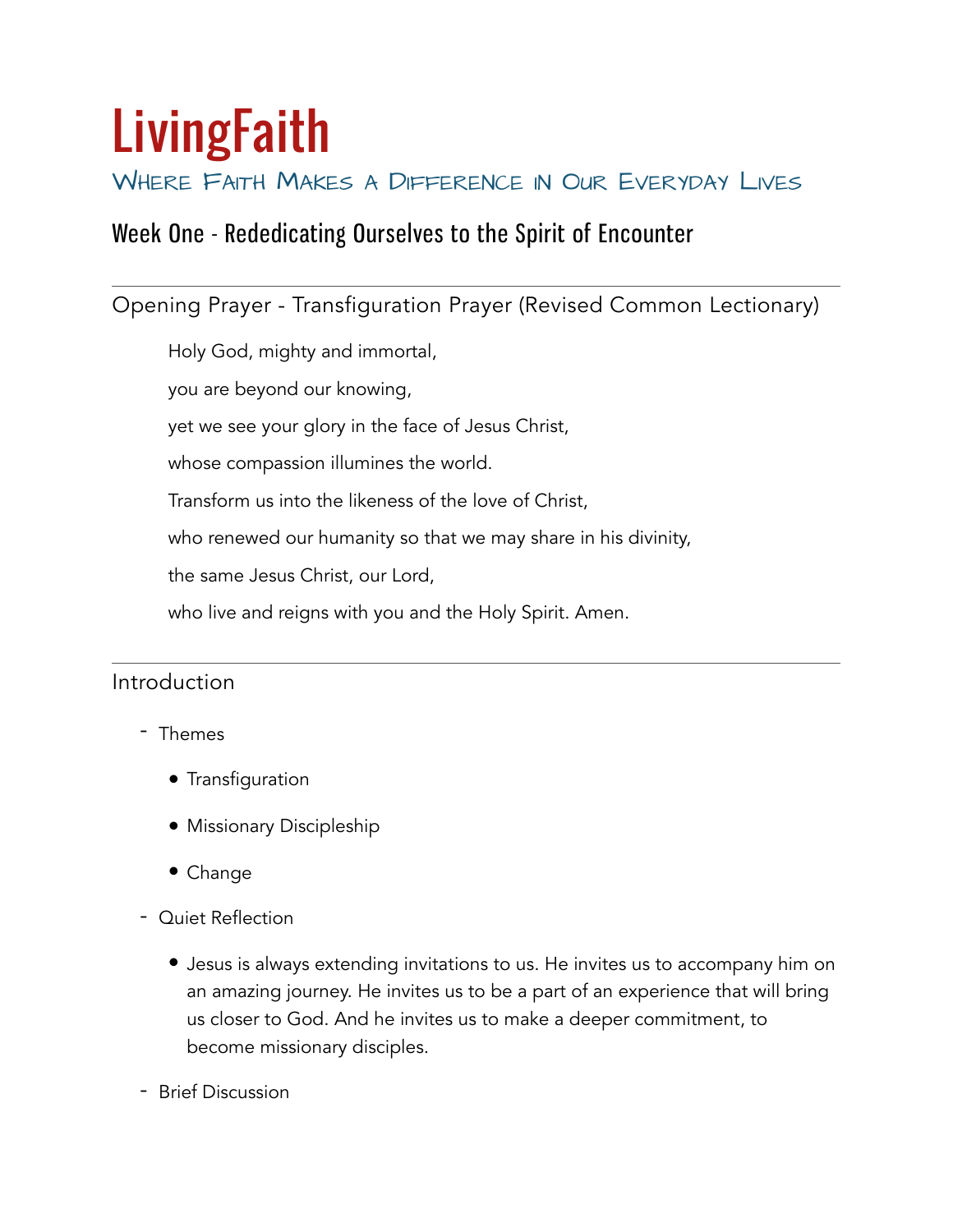# LivingFaith

## Where Faith Makes a Difference in Our Everyday Lives

## Week One - Rededicating Ourselves to the Spirit of Encounter

---

### Opening Prayer - Transfiguration Prayer (Revised Common Lectionary)

> Holy God, mighty and immortal,
>
> you are beyond our knowing,
>
> yet we see your glory in the face of Jesus Christ,
>
> whose compassion illumines the world.
>
> Transform us into the likeness of the love of Christ,
>
> who renewed our humanity so that we may share in his divinity,
>
> the same Jesus Christ, our Lord,
>
> who live and reigns with you and the Holy Spirit. Amen.

---

### Introduction

- Themes
  - Transfiguration
  - Missionary Discipleship
  - Change
- Quiet Reflection
  - Jesus is always extending invitations to us. He invites us to accompany him on an amazing journey. He invites us to be a part of an experience that will bring us closer to God. And he invites us to make a deeper commitment, to become missionary disciples.
- Brief Discussion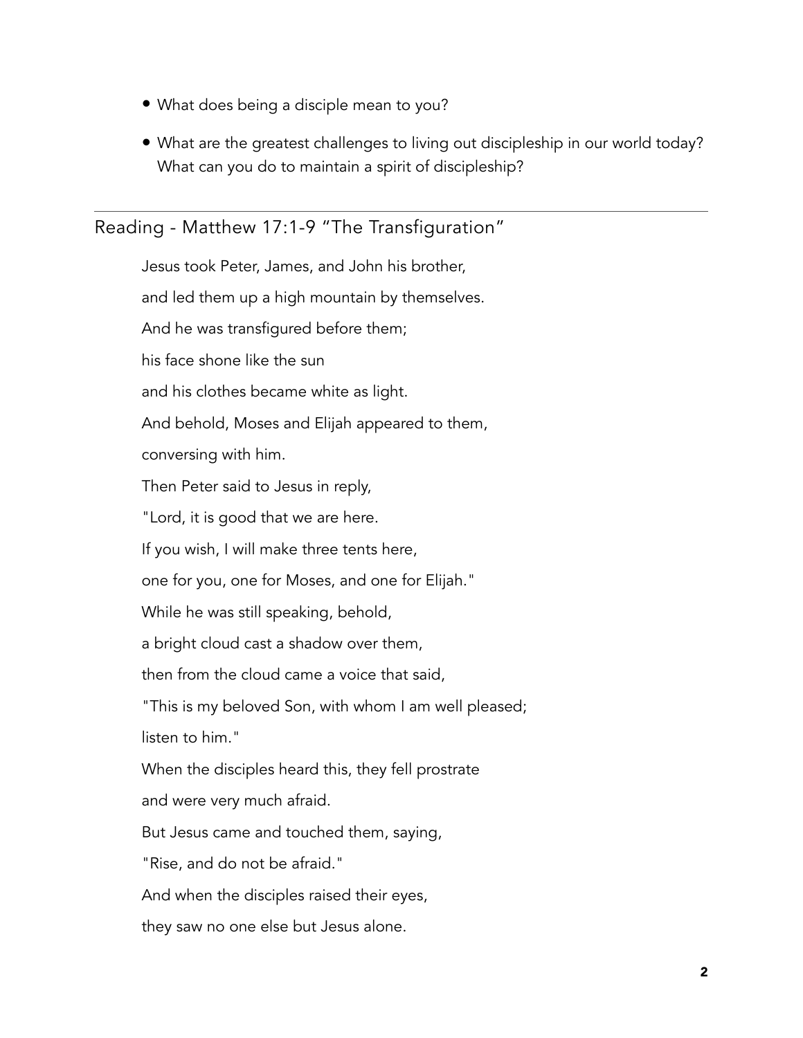- What does being a disciple mean to you?
- What are the greatest challenges to living out discipleship in our world today? What can you do to maintain a spirit of discipleship?

---

## Reading - Matthew 17:1-9 "The Transfiguration"

Jesus took Peter, James, and John his brother,

and led them up a high mountain by themselves.

And he was transfigured before them;

his face shone like the sun

and his clothes became white as light.

And behold, Moses and Elijah appeared to them,

conversing with him.

Then Peter said to Jesus in reply,

"Lord, it is good that we are here.

If you wish, I will make three tents here,

one for you, one for Moses, and one for Elijah."

While he was still speaking, behold,

a bright cloud cast a shadow over them,

then from the cloud came a voice that said,

"This is my beloved Son, with whom I am well pleased;

listen to him."

When the disciples heard this, they fell prostrate

and were very much afraid.

But Jesus came and touched them, saying,

"Rise, and do not be afraid."

And when the disciples raised their eyes,

they saw no one else but Jesus alone.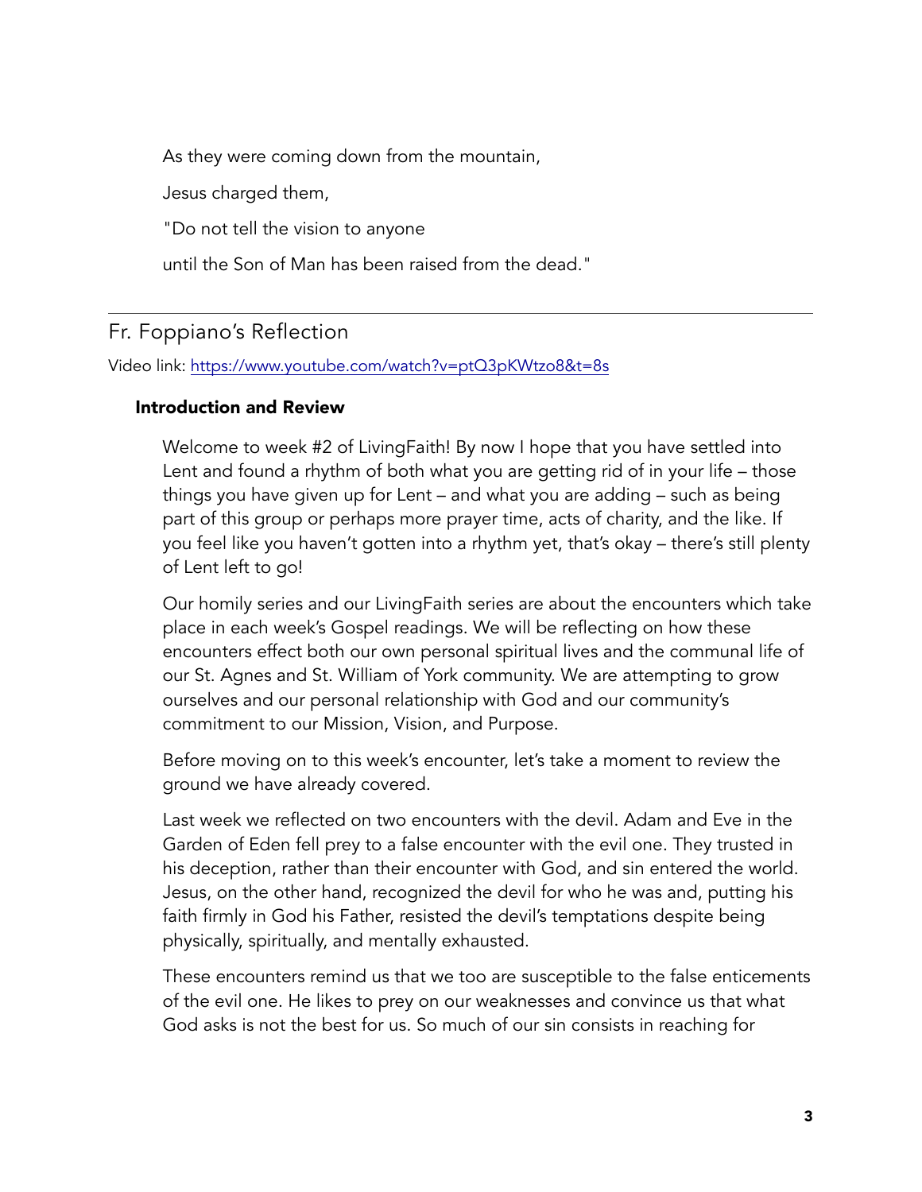As they were coming down from the mountain,

Jesus charged them,

"Do not tell the vision to anyone

until the Son of Man has been raised from the dead."

---

## Fr. Foppiano's Reflection

Video link: [https://www.youtube.com/watch?v=ptQ3pKWtzo8&t=8s](https://www.youtube.com/watch?v=ptQ3pKWtzo8&t=8s)

### Introduction and Review

Welcome to week #2 of LivingFaith! By now I hope that you have settled into Lent and found a rhythm of both what you are getting rid of in your life – those things you have given up for Lent – and what you are adding – such as being part of this group or perhaps more prayer time, acts of charity, and the like. If you feel like you haven't gotten into a rhythm yet, that's okay – there's still plenty of Lent left to go!

Our homily series and our LivingFaith series are about the encounters which take place in each week's Gospel readings. We will be reflecting on how these encounters effect both our own personal spiritual lives and the communal life of our St. Agnes and St. William of York community. We are attempting to grow ourselves and our personal relationship with God and our community's commitment to our Mission, Vision, and Purpose.

Before moving on to this week's encounter, let's take a moment to review the ground we have already covered.

Last week we reflected on two encounters with the devil. Adam and Eve in the Garden of Eden fell prey to a false encounter with the evil one. They trusted in his deception, rather than their encounter with God, and sin entered the world. Jesus, on the other hand, recognized the devil for who he was and, putting his faith firmly in God his Father, resisted the devil's temptations despite being physically, spiritually, and mentally exhausted.

These encounters remind us that we too are susceptible to the false enticements of the evil one. He likes to prey on our weaknesses and convince us that what God asks is not the best for us. So much of our sin consists in reaching for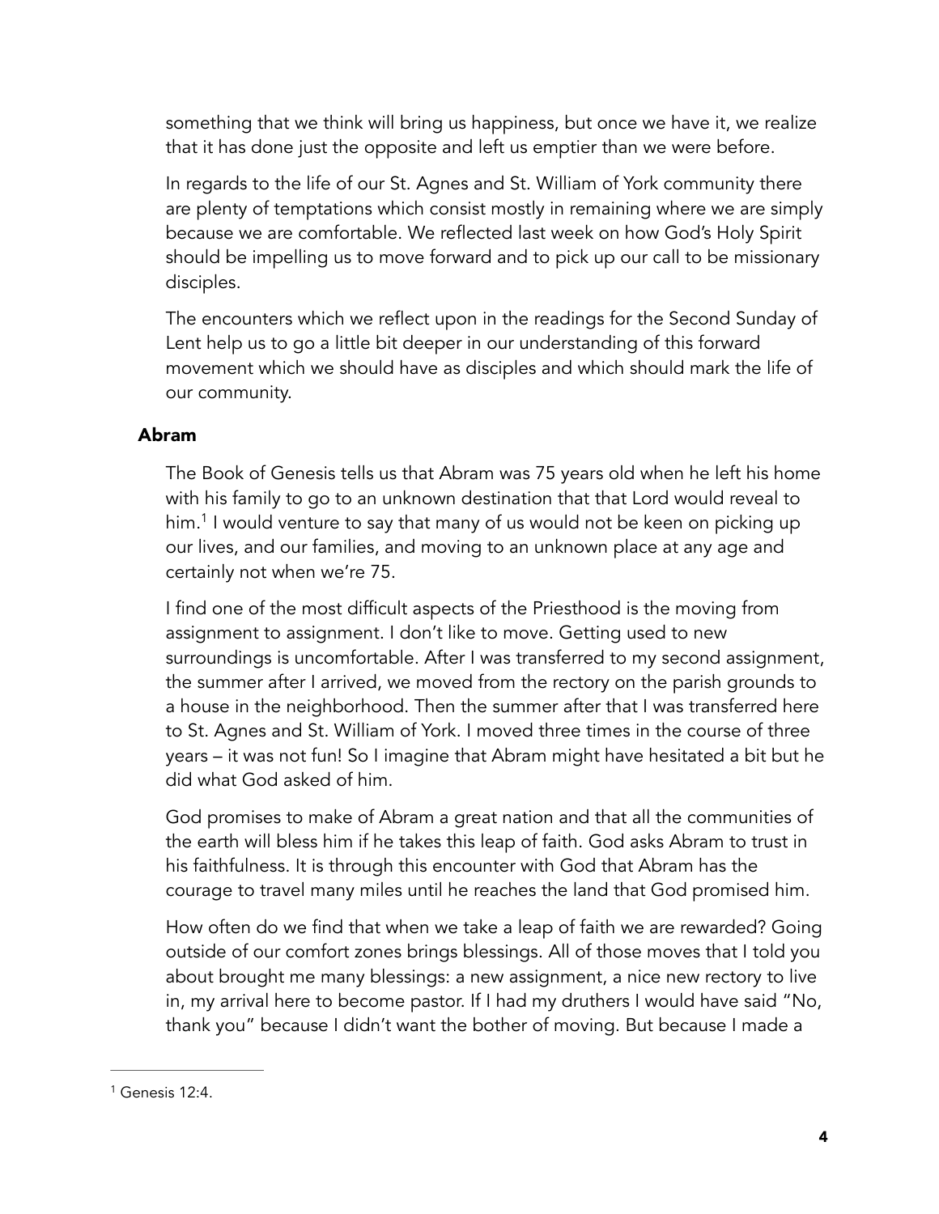something that we think will bring us happiness, but once we have it, we realize that it has done just the opposite and left us emptier than we were before.

In regards to the life of our St. Agnes and St. William of York community there are plenty of temptations which consist mostly in remaining where we are simply because we are comfortable. We reflected last week on how God's Holy Spirit should be impelling us to move forward and to pick up our call to be missionary disciples.

The encounters which we reflect upon in the readings for the Second Sunday of Lent help us to go a little bit deeper in our understanding of this forward movement which we should have as disciples and which should mark the life of our community.

### Abram

The Book of Genesis tells us that Abram was 75 years old when he left his home with his family to go to an unknown destination that that Lord would reveal to him.[1] I would venture to say that many of us would not be keen on picking up our lives, and our families, and moving to an unknown place at any age and certainly not when we're 75.

I find one of the most difficult aspects of the Priesthood is the moving from assignment to assignment. I don't like to move. Getting used to new surroundings is uncomfortable. After I was transferred to my second assignment, the summer after I arrived, we moved from the rectory on the parish grounds to a house in the neighborhood. Then the summer after that I was transferred here to St. Agnes and St. William of York. I moved three times in the course of three years – it was not fun! So I imagine that Abram might have hesitated a bit but he did what God asked of him.

God promises to make of Abram a great nation and that all the communities of the earth will bless him if he takes this leap of faith. God asks Abram to trust in his faithfulness. It is through this encounter with God that Abram has the courage to travel many miles until he reaches the land that God promised him.

How often do we find that when we take a leap of faith we are rewarded? Going outside of our comfort zones brings blessings. All of those moves that I told you about brought me many blessings: a new assignment, a nice new rectory to live in, my arrival here to become pastor. If I had my druthers I would have said "No, thank you" because I didn't want the bother of moving. But because I made a

[1] Genesis 12:4.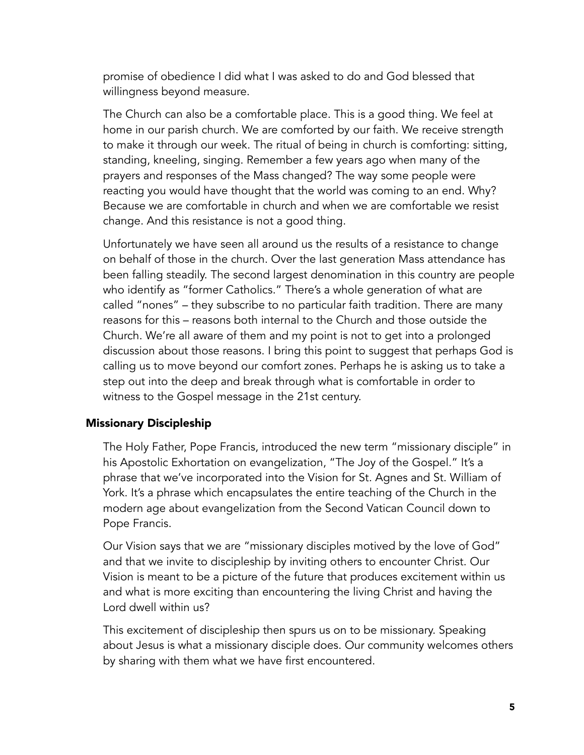promise of obedience I did what I was asked to do and God blessed that willingness beyond measure.

The Church can also be a comfortable place. This is a good thing. We feel at home in our parish church. We are comforted by our faith. We receive strength to make it through our week. The ritual of being in church is comforting: sitting, standing, kneeling, singing. Remember a few years ago when many of the prayers and responses of the Mass changed? The way some people were reacting you would have thought that the world was coming to an end. Why? Because we are comfortable in church and when we are comfortable we resist change. And this resistance is not a good thing.

Unfortunately we have seen all around us the results of a resistance to change on behalf of those in the church. Over the last generation Mass attendance has been falling steadily. The second largest denomination in this country are people who identify as "former Catholics." There's a whole generation of what are called "nones" – they subscribe to no particular faith tradition. There are many reasons for this – reasons both internal to the Church and those outside the Church. We're all aware of them and my point is not to get into a prolonged discussion about those reasons. I bring this point to suggest that perhaps God is calling us to move beyond our comfort zones. Perhaps he is asking us to take a step out into the deep and break through what is comfortable in order to witness to the Gospel message in the 21st century.

### Missionary Discipleship

The Holy Father, Pope Francis, introduced the new term "missionary disciple" in his Apostolic Exhortation on evangelization, "The Joy of the Gospel." It's a phrase that we've incorporated into the Vision for St. Agnes and St. William of York. It's a phrase which encapsulates the entire teaching of the Church in the modern age about evangelization from the Second Vatican Council down to Pope Francis.

Our Vision says that we are "missionary disciples motived by the love of God" and that we invite to discipleship by inviting others to encounter Christ. Our Vision is meant to be a picture of the future that produces excitement within us and what is more exciting than encountering the living Christ and having the Lord dwell within us?

This excitement of discipleship then spurs us on to be missionary. Speaking about Jesus is what a missionary disciple does. Our community welcomes others by sharing with them what we have first encountered.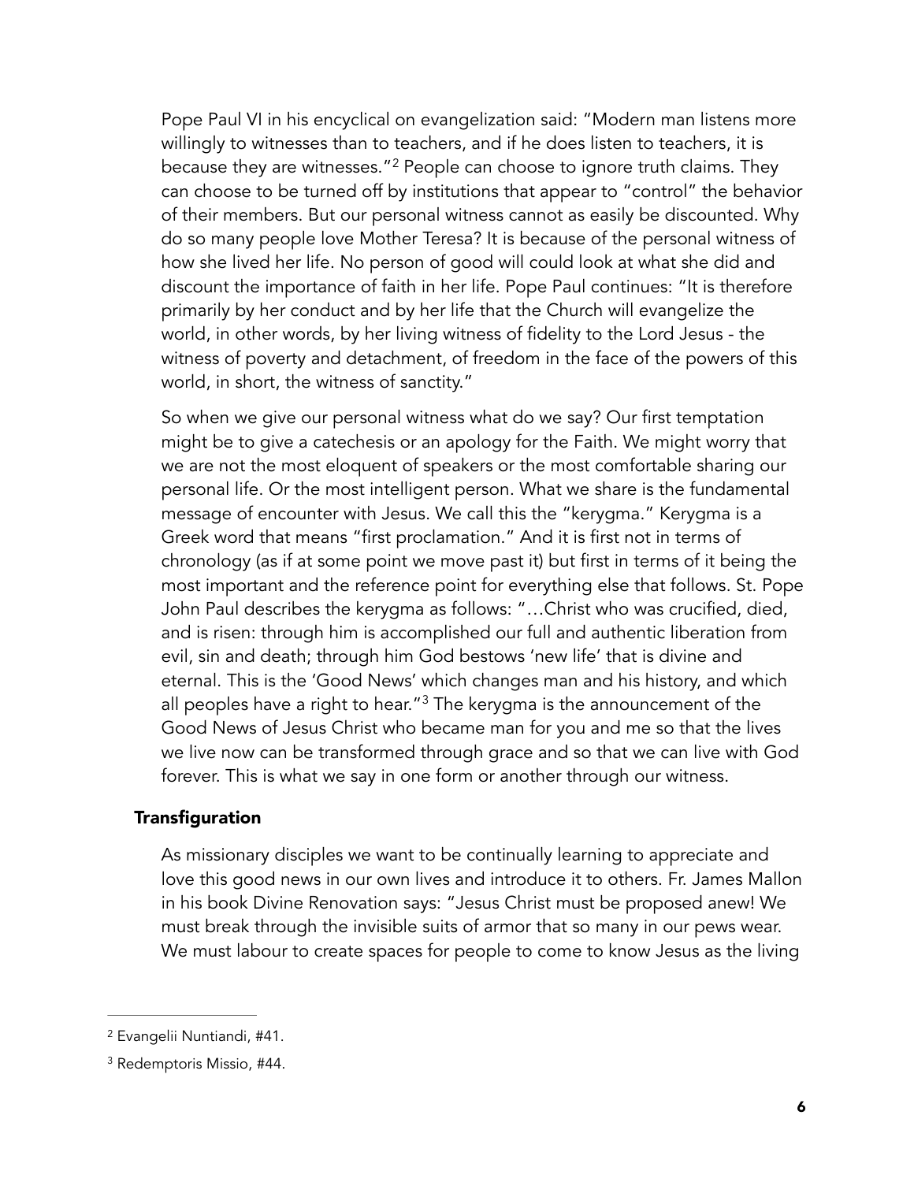Pope Paul VI in his encyclical on evangelization said: "Modern man listens more willingly to witnesses than to teachers, and if he does listen to teachers, it is because they are witnesses."[2] People can choose to ignore truth claims. They can choose to be turned off by institutions that appear to "control" the behavior of their members. But our personal witness cannot as easily be discounted. Why do so many people love Mother Teresa? It is because of the personal witness of how she lived her life. No person of good will could look at what she did and discount the importance of faith in her life. Pope Paul continues: "It is therefore primarily by her conduct and by her life that the Church will evangelize the world, in other words, by her living witness of fidelity to the Lord Jesus - the witness of poverty and detachment, of freedom in the face of the powers of this world, in short, the witness of sanctity."

So when we give our personal witness what do we say? Our first temptation might be to give a catechesis or an apology for the Faith. We might worry that we are not the most eloquent of speakers or the most comfortable sharing our personal life. Or the most intelligent person. What we share is the fundamental message of encounter with Jesus. We call this the "kerygma." Kerygma is a Greek word that means "first proclamation." And it is first not in terms of chronology (as if at some point we move past it) but first in terms of it being the most important and the reference point for everything else that follows. St. Pope John Paul describes the kerygma as follows: "…Christ who was crucified, died, and is risen: through him is accomplished our full and authentic liberation from evil, sin and death; through him God bestows 'new life' that is divine and eternal. This is the 'Good News' which changes man and his history, and which all peoples have a right to hear."[3] The kerygma is the announcement of the Good News of Jesus Christ who became man for you and me so that the lives we live now can be transformed through grace and so that we can live with God forever. This is what we say in one form or another through our witness.

### Transfiguration

As missionary disciples we want to be continually learning to appreciate and love this good news in our own lives and introduce it to others. Fr. James Mallon in his book Divine Renovation says: "Jesus Christ must be proposed anew! We must break through the invisible suits of armor that so many in our pews wear. We must labour to create spaces for people to come to know Jesus as the living

---

[2] Evangelii Nuntiandi, #41.

[3] Redemptoris Missio, #44.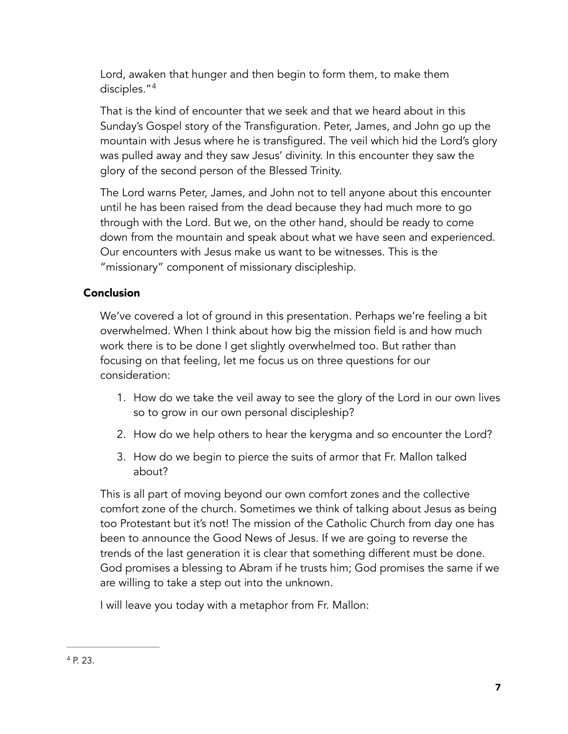Lord, awaken that hunger and then begin to form them, to make them disciples."[4]

That is the kind of encounter that we seek and that we heard about in this Sunday's Gospel story of the Transfiguration. Peter, James, and John go up the mountain with Jesus where he is transfigured. The veil which hid the Lord's glory was pulled away and they saw Jesus' divinity. In this encounter they saw the glory of the second person of the Blessed Trinity.

The Lord warns Peter, James, and John not to tell anyone about this encounter until he has been raised from the dead because they had much more to go through with the Lord. But we, on the other hand, should be ready to come down from the mountain and speak about what we have seen and experienced. Our encounters with Jesus make us want to be witnesses. This is the "missionary" component of missionary discipleship.

## Conclusion

We've covered a lot of ground in this presentation. Perhaps we're feeling a bit overwhelmed. When I think about how big the mission field is and how much work there is to be done I get slightly overwhelmed too. But rather than focusing on that feeling, let me focus us on three questions for our consideration:

1. How do we take the veil away to see the glory of the Lord in our own lives so to grow in our own personal discipleship?
2. How do we help others to hear the kerygma and so encounter the Lord?
3. How do we begin to pierce the suits of armor that Fr. Mallon talked about?

This is all part of moving beyond our own comfort zones and the collective comfort zone of the church. Sometimes we think of talking about Jesus as being too Protestant but it's not! The mission of the Catholic Church from day one has been to announce the Good News of Jesus. If we are going to reverse the trends of the last generation it is clear that something different must be done. God promises a blessing to Abram if he trusts him; God promises the same if we are willing to take a step out into the unknown.

I will leave you today with a metaphor from Fr. Mallon:

---

[4] P. 23.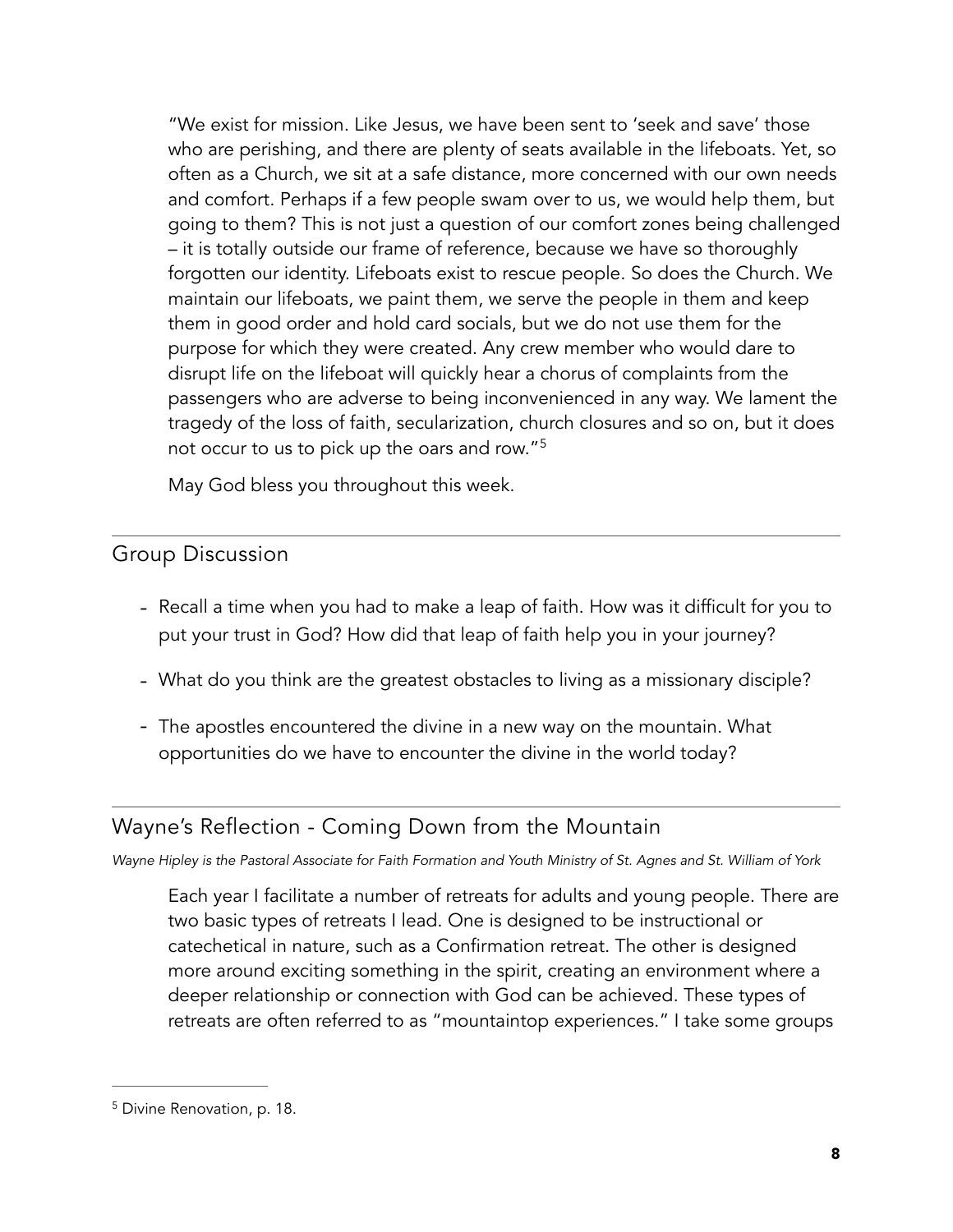"We exist for mission. Like Jesus, we have been sent to 'seek and save' those who are perishing, and there are plenty of seats available in the lifeboats. Yet, so often as a Church, we sit at a safe distance, more concerned with our own needs and comfort. Perhaps if a few people swam over to us, we would help them, but going to them? This is not just a question of our comfort zones being challenged – it is totally outside our frame of reference, because we have so thoroughly forgotten our identity. Lifeboats exist to rescue people. So does the Church. We maintain our lifeboats, we paint them, we serve the people in them and keep them in good order and hold card socials, but we do not use them for the purpose for which they were created. Any crew member who would dare to disrupt life on the lifeboat will quickly hear a chorus of complaints from the passengers who are adverse to being inconvenienced in any way. We lament the tragedy of the loss of faith, secularization, church closures and so on, but it does not occur to us to pick up the oars and row."[5]

May God bless you throughout this week.

---

## Group Discussion

- Recall a time when you had to make a leap of faith. How was it difficult for you to put your trust in God? How did that leap of faith help you in your journey?
- What do you think are the greatest obstacles to living as a missionary disciple?
- The apostles encountered the divine in a new way on the mountain. What opportunities do we have to encounter the divine in the world today?

---

## Wayne's Reflection - Coming Down from the Mountain

*Wayne Hipley is the Pastoral Associate for Faith Formation and Youth Ministry of St. Agnes and St. William of York*

Each year I facilitate a number of retreats for adults and young people. There are two basic types of retreats I lead. One is designed to be instructional or catechetical in nature, such as a Confirmation retreat. The other is designed more around exciting something in the spirit, creating an environment where a deeper relationship or connection with God can be achieved. These types of retreats are often referred to as "mountaintop experiences." I take some groups

---

[5] Divine Renovation, p. 18.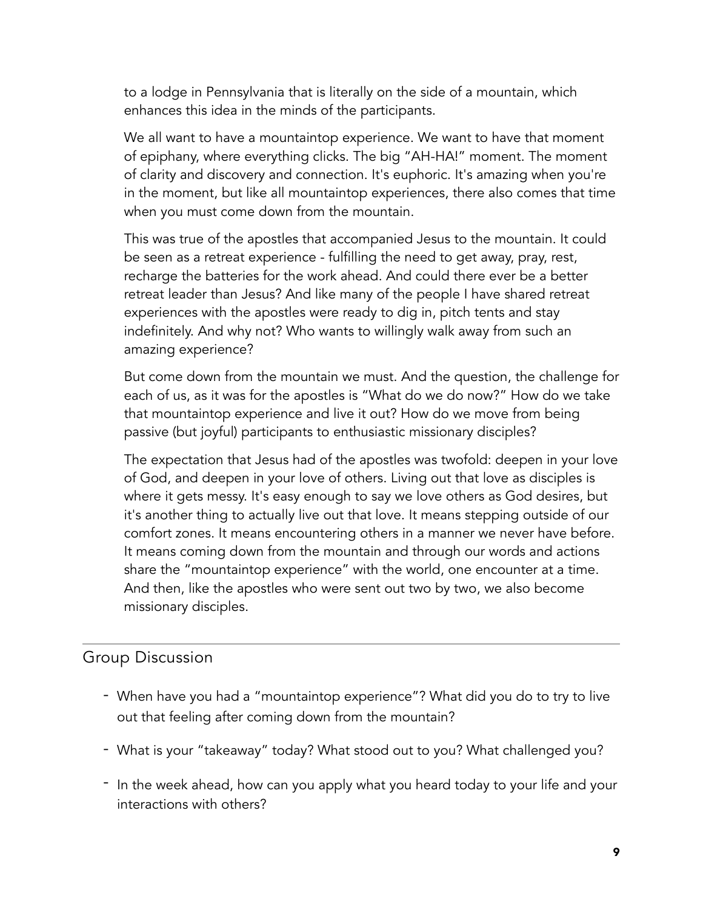to a lodge in Pennsylvania that is literally on the side of a mountain, which enhances this idea in the minds of the participants.

We all want to have a mountaintop experience. We want to have that moment of epiphany, where everything clicks. The big "AH-HA!" moment. The moment of clarity and discovery and connection. It's euphoric. It's amazing when you're in the moment, but like all mountaintop experiences, there also comes that time when you must come down from the mountain.

This was true of the apostles that accompanied Jesus to the mountain. It could be seen as a retreat experience - fulfilling the need to get away, pray, rest, recharge the batteries for the work ahead. And could there ever be a better retreat leader than Jesus? And like many of the people I have shared retreat experiences with the apostles were ready to dig in, pitch tents and stay indefinitely. And why not? Who wants to willingly walk away from such an amazing experience?

But come down from the mountain we must. And the question, the challenge for each of us, as it was for the apostles is "What do we do now?" How do we take that mountaintop experience and live it out? How do we move from being passive (but joyful) participants to enthusiastic missionary disciples?

The expectation that Jesus had of the apostles was twofold: deepen in your love of God, and deepen in your love of others. Living out that love as disciples is where it gets messy. It's easy enough to say we love others as God desires, but it's another thing to actually live out that love. It means stepping outside of our comfort zones. It means encountering others in a manner we never have before. It means coming down from the mountain and through our words and actions share the "mountaintop experience" with the world, one encounter at a time. And then, like the apostles who were sent out two by two, we also become missionary disciples.

---

## Group Discussion

- When have you had a "mountaintop experience"? What did you do to try to live out that feeling after coming down from the mountain?
- What is your "takeaway" today? What stood out to you? What challenged you?
- In the week ahead, how can you apply what you heard today to your life and your interactions with others?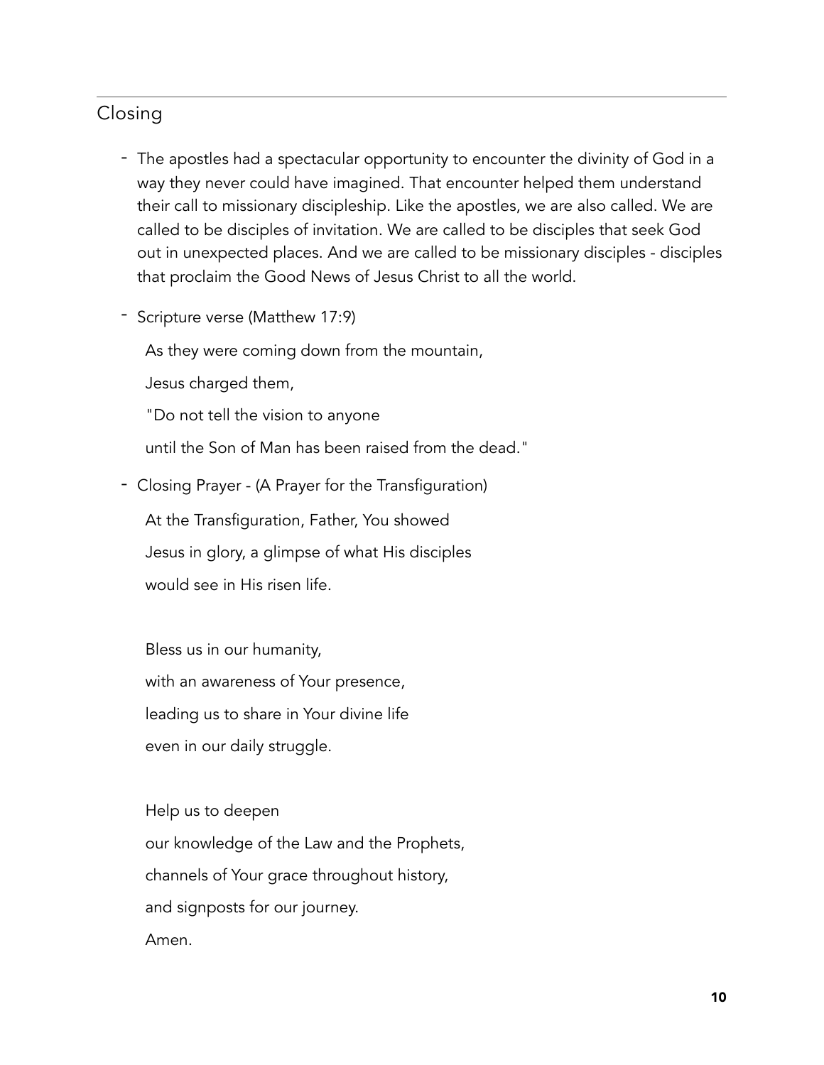## Closing

- The apostles had a spectacular opportunity to encounter the divinity of God in a way they never could have imagined. That encounter helped them understand their call to missionary discipleship. Like the apostles, we are also called. We are called to be disciples of invitation. We are called to be disciples that seek God out in unexpected places. And we are called to be missionary disciples - disciples that proclaim the Good News of Jesus Christ to all the world.

- Scripture verse (Matthew 17:9)

  As they were coming down from the mountain,

  Jesus charged them,

  "Do not tell the vision to anyone

  until the Son of Man has been raised from the dead."

- Closing Prayer - (A Prayer for the Transfiguration)

  At the Transfiguration, Father, You showed

  Jesus in glory, a glimpse of what His disciples

  would see in His risen life.

  Bless us in our humanity,

  with an awareness of Your presence,

  leading us to share in Your divine life

  even in our daily struggle.

  Help us to deepen

  our knowledge of the Law and the Prophets,

  channels of Your grace throughout history,

  and signposts for our journey.

  Amen.